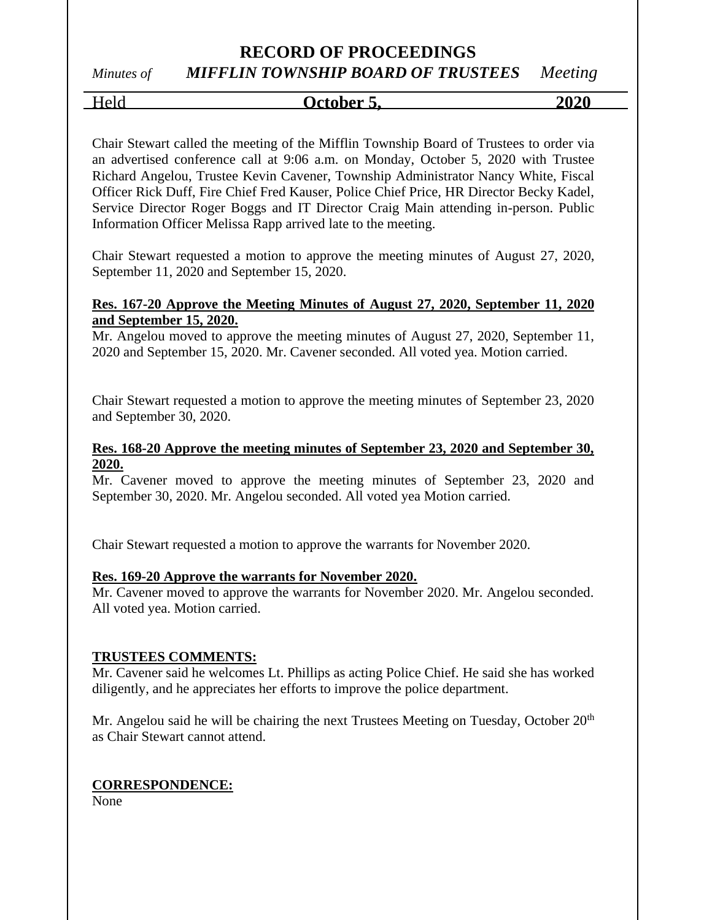# RECORD OF PROCEEDINGS

*Minutes of* ***MIFFLIN TOWNSHIP BOARD OF TRUSTEES*** *Meeting*

Held **October 5, 2020**

Chair Stewart called the meeting of the Mifflin Township Board of Trustees to order via an advertised conference call at 9:06 a.m. on Monday, October 5, 2020 with Trustee Richard Angelou, Trustee Kevin Cavener, Township Administrator Nancy White, Fiscal Officer Rick Duff, Fire Chief Fred Kauser, Police Chief Price, HR Director Becky Kadel, Service Director Roger Boggs and IT Director Craig Main attending in-person. Public Information Officer Melissa Rapp arrived late to the meeting.

Chair Stewart requested a motion to approve the meeting minutes of August 27, 2020, September 11, 2020 and September 15, 2020.

**Res. 167-20 Approve the Meeting Minutes of August 27, 2020, September 11, 2020 and September 15, 2020.**

Mr. Angelou moved to approve the meeting minutes of August 27, 2020, September 11, 2020 and September 15, 2020. Mr. Cavener seconded. All voted yea. Motion carried.

Chair Stewart requested a motion to approve the meeting minutes of September 23, 2020 and September 30, 2020.

**Res. 168-20 Approve the meeting minutes of September 23, 2020 and September 30, 2020.**

Mr. Cavener moved to approve the meeting minutes of September 23, 2020 and September 30, 2020. Mr. Angelou seconded. All voted yea Motion carried.

Chair Stewart requested a motion to approve the warrants for November 2020.

**Res. 169-20 Approve the warrants for November 2020.**

Mr. Cavener moved to approve the warrants for November 2020. Mr. Angelou seconded. All voted yea. Motion carried.

**TRUSTEES COMMENTS:**

Mr. Cavener said he welcomes Lt. Phillips as acting Police Chief. He said she has worked diligently, and he appreciates her efforts to improve the police department.

Mr. Angelou said he will be chairing the next Trustees Meeting on Tuesday, October 20th as Chair Stewart cannot attend.

**CORRESPONDENCE:**

None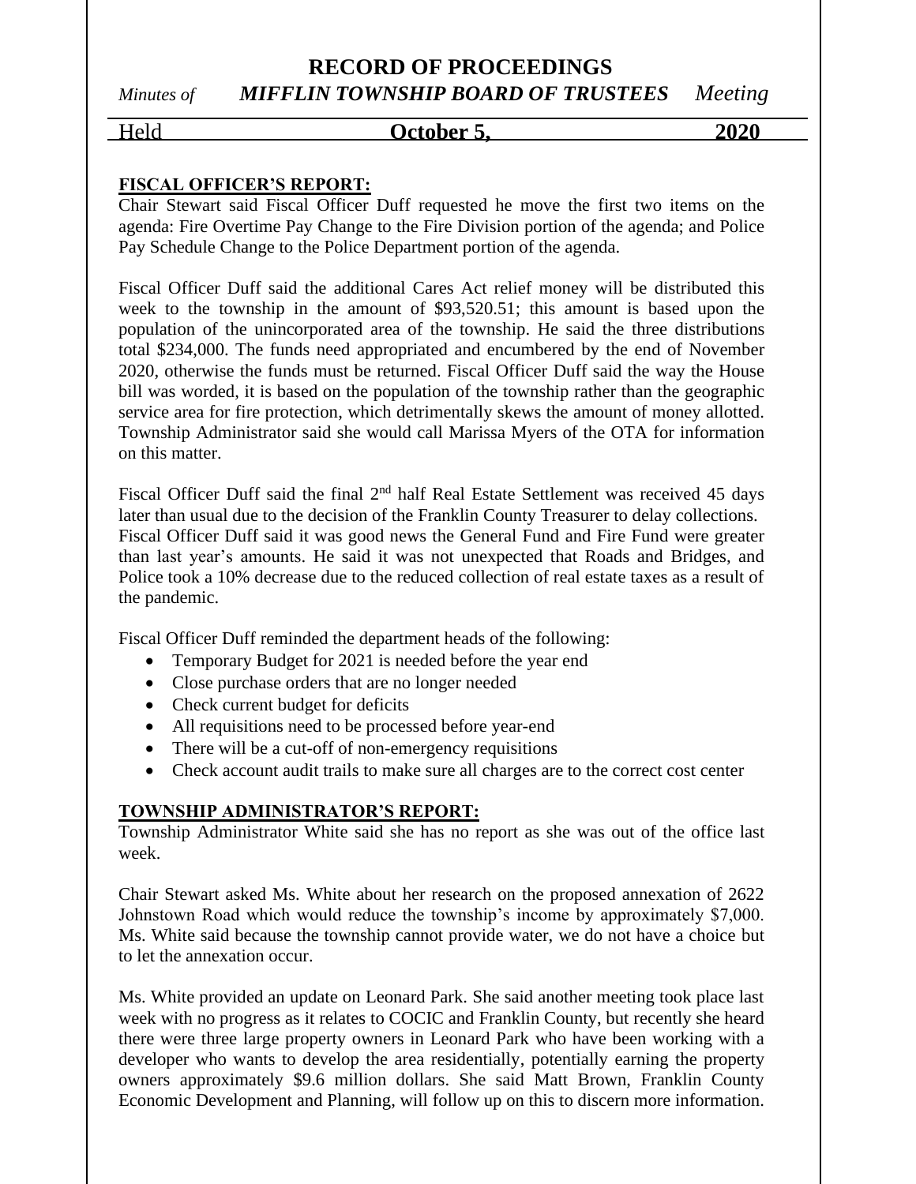**FISCAL OFFICER'S REPORT:**

Chair Stewart said Fiscal Officer Duff requested he move the first two items on the agenda: Fire Overtime Pay Change to the Fire Division portion of the agenda; and Police Pay Schedule Change to the Police Department portion of the agenda.

Fiscal Officer Duff said the additional Cares Act relief money will be distributed this week to the township in the amount of $93,520.51; this amount is based upon the population of the unincorporated area of the township. He said the three distributions total $234,000. The funds need appropriated and encumbered by the end of November 2020, otherwise the funds must be returned. Fiscal Officer Duff said the way the House bill was worded, it is based on the population of the township rather than the geographic service area for fire protection, which detrimentally skews the amount of money allotted. Township Administrator said she would call Marissa Myers of the OTA for information on this matter.

Fiscal Officer Duff said the final 2nd half Real Estate Settlement was received 45 days later than usual due to the decision of the Franklin County Treasurer to delay collections. Fiscal Officer Duff said it was good news the General Fund and Fire Fund were greater than last year's amounts. He said it was not unexpected that Roads and Bridges, and Police took a 10% decrease due to the reduced collection of real estate taxes as a result of the pandemic.

Fiscal Officer Duff reminded the department heads of the following:

- Temporary Budget for 2021 is needed before the year end
- Close purchase orders that are no longer needed
- Check current budget for deficits
- All requisitions need to be processed before year-end
- There will be a cut-off of non-emergency requisitions
- Check account audit trails to make sure all charges are to the correct cost center

**TOWNSHIP ADMINISTRATOR'S REPORT:**

Township Administrator White said she has no report as she was out of the office last week.

Chair Stewart asked Ms. White about her research on the proposed annexation of 2622 Johnstown Road which would reduce the township's income by approximately $7,000. Ms. White said because the township cannot provide water, we do not have a choice but to let the annexation occur.

Ms. White provided an update on Leonard Park. She said another meeting took place last week with no progress as it relates to COCIC and Franklin County, but recently she heard there were three large property owners in Leonard Park who have been working with a developer who wants to develop the area residentially, potentially earning the property owners approximately $9.6 million dollars. She said Matt Brown, Franklin County Economic Development and Planning, will follow up on this to discern more information.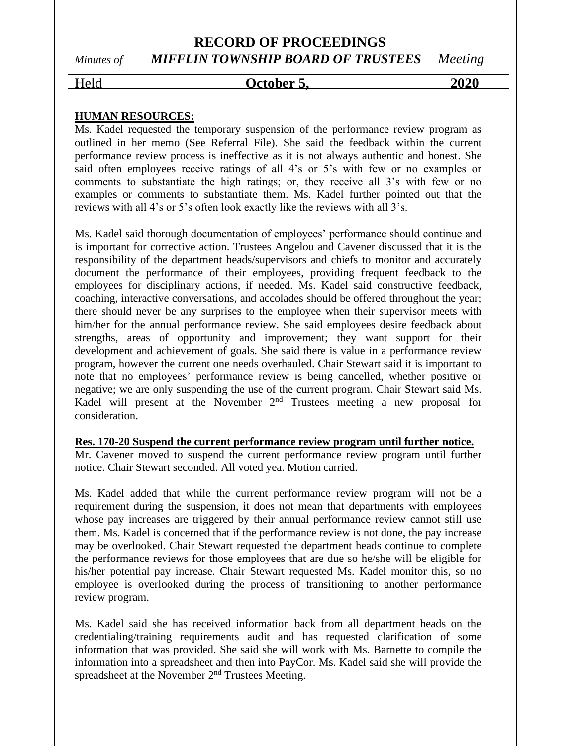**HUMAN RESOURCES:**

Ms. Kadel requested the temporary suspension of the performance review program as outlined in her memo (See Referral File). She said the feedback within the current performance review process is ineffective as it is not always authentic and honest. She said often employees receive ratings of all 4's or 5's with few or no examples or comments to substantiate the high ratings; or, they receive all 3's with few or no examples or comments to substantiate them. Ms. Kadel further pointed out that the reviews with all 4's or 5's often look exactly like the reviews with all 3's.

Ms. Kadel said thorough documentation of employees' performance should continue and is important for corrective action. Trustees Angelou and Cavener discussed that it is the responsibility of the department heads/supervisors and chiefs to monitor and accurately document the performance of their employees, providing frequent feedback to the employees for disciplinary actions, if needed. Ms. Kadel said constructive feedback, coaching, interactive conversations, and accolades should be offered throughout the year; there should never be any surprises to the employee when their supervisor meets with him/her for the annual performance review. She said employees desire feedback about strengths, areas of opportunity and improvement; they want support for their development and achievement of goals. She said there is value in a performance review program, however the current one needs overhauled. Chair Stewart said it is important to note that no employees' performance review is being cancelled, whether positive or negative; we are only suspending the use of the current program. Chair Stewart said Ms. Kadel will present at the November 2nd Trustees meeting a new proposal for consideration.

**Res. 170-20 Suspend the current performance review program until further notice.**

Mr. Cavener moved to suspend the current performance review program until further notice. Chair Stewart seconded. All voted yea. Motion carried.

Ms. Kadel added that while the current performance review program will not be a requirement during the suspension, it does not mean that departments with employees whose pay increases are triggered by their annual performance review cannot still use them. Ms. Kadel is concerned that if the performance review is not done, the pay increase may be overlooked. Chair Stewart requested the department heads continue to complete the performance reviews for those employees that are due so he/she will be eligible for his/her potential pay increase. Chair Stewart requested Ms. Kadel monitor this, so no employee is overlooked during the process of transitioning to another performance review program.

Ms. Kadel said she has received information back from all department heads on the credentialing/training requirements audit and has requested clarification of some information that was provided. She said she will work with Ms. Barnette to compile the information into a spreadsheet and then into PayCor. Ms. Kadel said she will provide the spreadsheet at the November 2nd Trustees Meeting.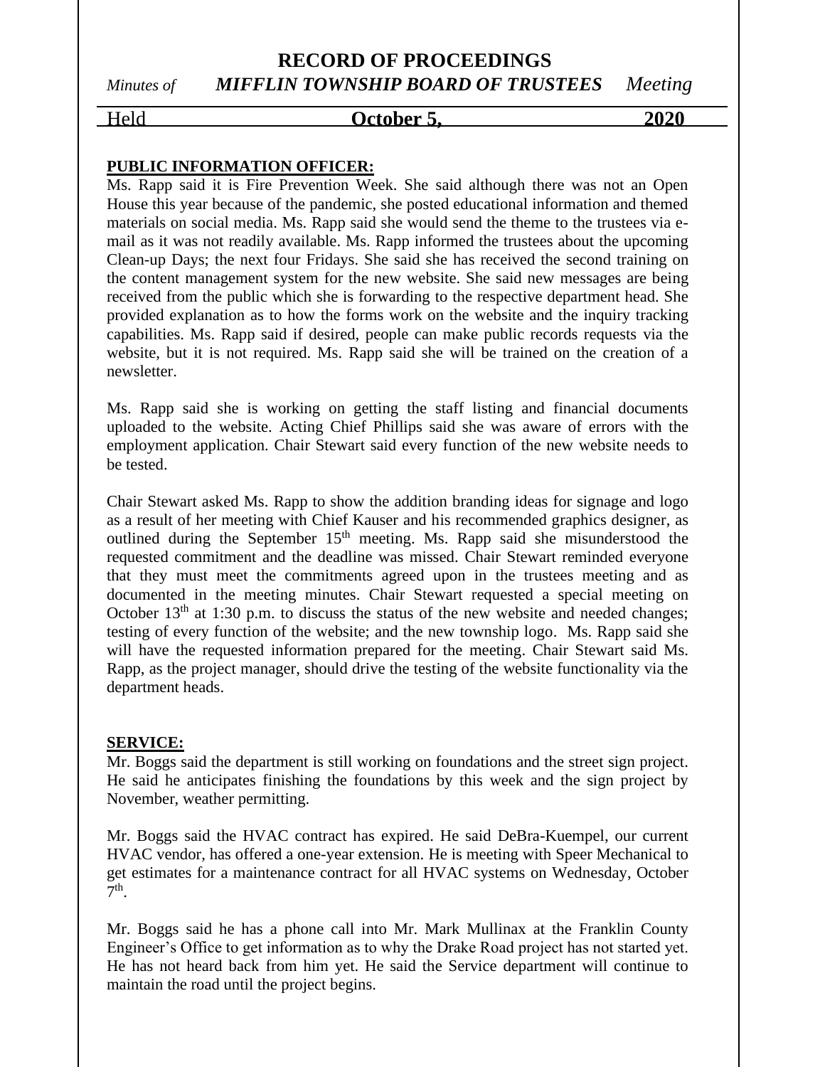**PUBLIC INFORMATION OFFICER:**

Ms. Rapp said it is Fire Prevention Week. She said although there was not an Open House this year because of the pandemic, she posted educational information and themed materials on social media. Ms. Rapp said she would send the theme to the trustees via e-mail as it was not readily available. Ms. Rapp informed the trustees about the upcoming Clean-up Days; the next four Fridays. She said she has received the second training on the content management system for the new website. She said new messages are being received from the public which she is forwarding to the respective department head. She provided explanation as to how the forms work on the website and the inquiry tracking capabilities. Ms. Rapp said if desired, people can make public records requests via the website, but it is not required. Ms. Rapp said she will be trained on the creation of a newsletter.

Ms. Rapp said she is working on getting the staff listing and financial documents uploaded to the website. Acting Chief Phillips said she was aware of errors with the employment application. Chair Stewart said every function of the new website needs to be tested.

Chair Stewart asked Ms. Rapp to show the addition branding ideas for signage and logo as a result of her meeting with Chief Kauser and his recommended graphics designer, as outlined during the September 15th meeting. Ms. Rapp said she misunderstood the requested commitment and the deadline was missed. Chair Stewart reminded everyone that they must meet the commitments agreed upon in the trustees meeting and as documented in the meeting minutes. Chair Stewart requested a special meeting on October 13th at 1:30 p.m. to discuss the status of the new website and needed changes; testing of every function of the website; and the new township logo. Ms. Rapp said she will have the requested information prepared for the meeting. Chair Stewart said Ms. Rapp, as the project manager, should drive the testing of the website functionality via the department heads.

**SERVICE:**

Mr. Boggs said the department is still working on foundations and the street sign project. He said he anticipates finishing the foundations by this week and the sign project by November, weather permitting.

Mr. Boggs said the HVAC contract has expired. He said DeBra-Kuempel, our current HVAC vendor, has offered a one-year extension. He is meeting with Speer Mechanical to get estimates for a maintenance contract for all HVAC systems on Wednesday, October 7th.

Mr. Boggs said he has a phone call into Mr. Mark Mullinax at the Franklin County Engineer's Office to get information as to why the Drake Road project has not started yet. He has not heard back from him yet. He said the Service department will continue to maintain the road until the project begins.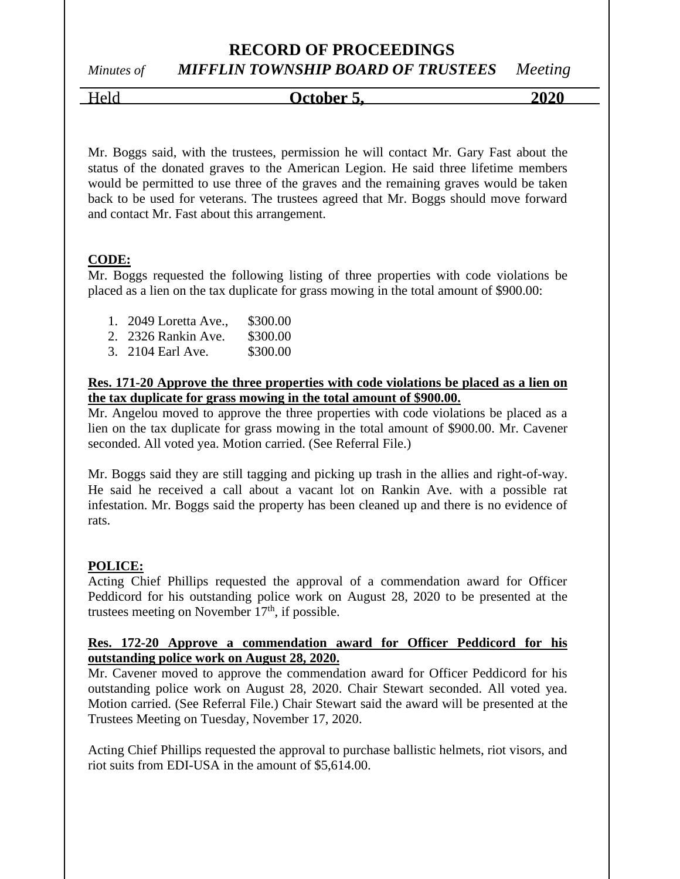Mr. Boggs said, with the trustees, permission he will contact Mr. Gary Fast about the status of the donated graves to the American Legion. He said three lifetime members would be permitted to use three of the graves and the remaining graves would be taken back to be used for veterans. The trustees agreed that Mr. Boggs should move forward and contact Mr. Fast about this arrangement.

**CODE:**

Mr. Boggs requested the following listing of three properties with code violations be placed as a lien on the tax duplicate for grass mowing in the total amount of $900.00:

1. 2049 Loretta Ave., $300.00
2. 2326 Rankin Ave. $300.00
3. 2104 Earl Ave. $300.00

**Res. 171-20 Approve the three properties with code violations be placed as a lien on the tax duplicate for grass mowing in the total amount of $900.00.**

Mr. Angelou moved to approve the three properties with code violations be placed as a lien on the tax duplicate for grass mowing in the total amount of $900.00. Mr. Cavener seconded. All voted yea. Motion carried. (See Referral File.)

Mr. Boggs said they are still tagging and picking up trash in the allies and right-of-way. He said he received a call about a vacant lot on Rankin Ave. with a possible rat infestation. Mr. Boggs said the property has been cleaned up and there is no evidence of rats.

**POLICE:**

Acting Chief Phillips requested the approval of a commendation award for Officer Peddicord for his outstanding police work on August 28, 2020 to be presented at the trustees meeting on November 17th, if possible.

**Res. 172-20 Approve a commendation award for Officer Peddicord for his outstanding police work on August 28, 2020.**

Mr. Cavener moved to approve the commendation award for Officer Peddicord for his outstanding police work on August 28, 2020. Chair Stewart seconded. All voted yea. Motion carried. (See Referral File.) Chair Stewart said the award will be presented at the Trustees Meeting on Tuesday, November 17, 2020.

Acting Chief Phillips requested the approval to purchase ballistic helmets, riot visors, and riot suits from EDI-USA in the amount of $5,614.00.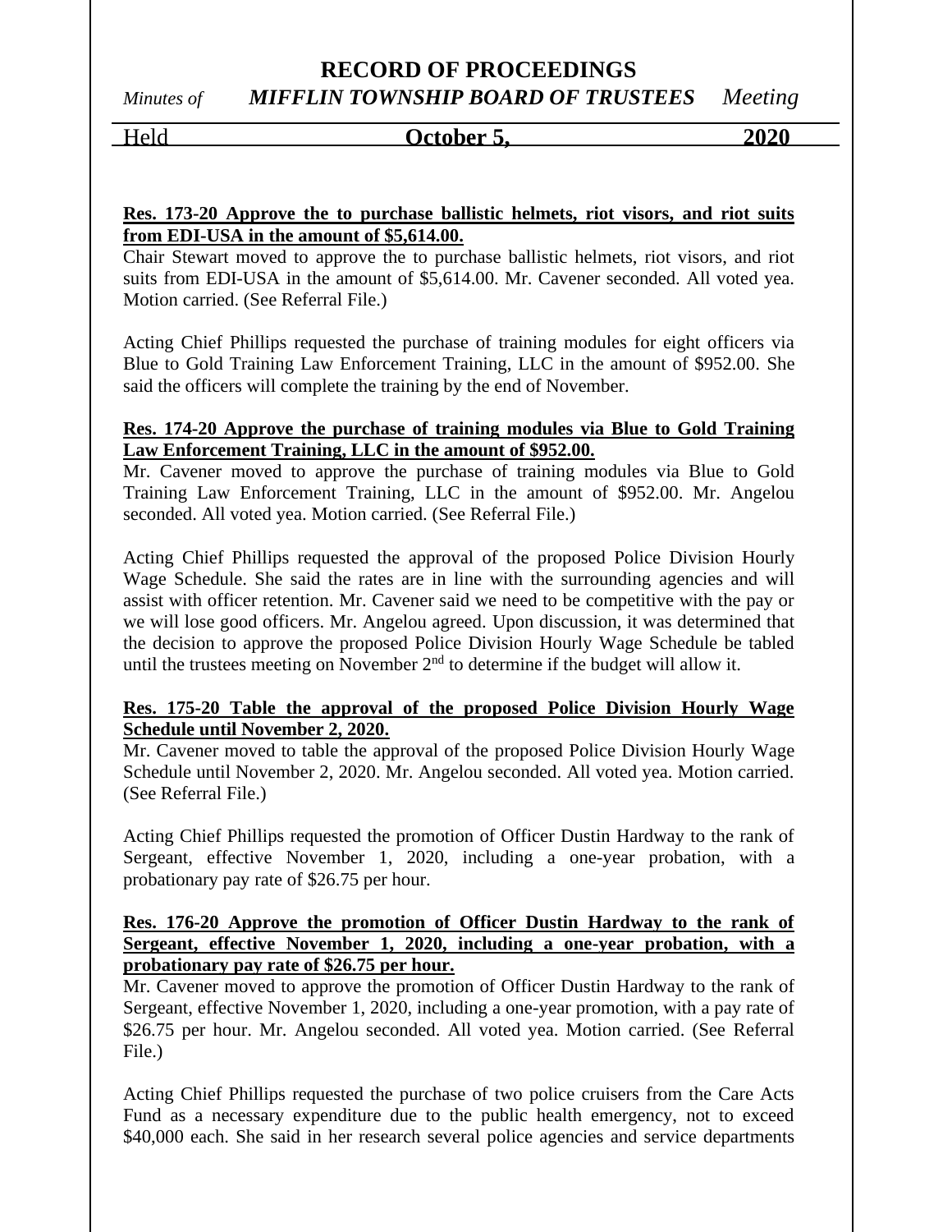**Res. 173-20 Approve the to purchase ballistic helmets, riot visors, and riot suits from EDI-USA in the amount of $5,614.00.**

Chair Stewart moved to approve the to purchase ballistic helmets, riot visors, and riot suits from EDI-USA in the amount of $5,614.00. Mr. Cavener seconded. All voted yea. Motion carried. (See Referral File.)

Acting Chief Phillips requested the purchase of training modules for eight officers via Blue to Gold Training Law Enforcement Training, LLC in the amount of $952.00. She said the officers will complete the training by the end of November.

**Res. 174-20 Approve the purchase of training modules via Blue to Gold Training Law Enforcement Training, LLC in the amount of $952.00.**

Mr. Cavener moved to approve the purchase of training modules via Blue to Gold Training Law Enforcement Training, LLC in the amount of $952.00. Mr. Angelou seconded. All voted yea. Motion carried. (See Referral File.)

Acting Chief Phillips requested the approval of the proposed Police Division Hourly Wage Schedule. She said the rates are in line with the surrounding agencies and will assist with officer retention. Mr. Cavener said we need to be competitive with the pay or we will lose good officers. Mr. Angelou agreed. Upon discussion, it was determined that the decision to approve the proposed Police Division Hourly Wage Schedule be tabled until the trustees meeting on November 2nd to determine if the budget will allow it.

**Res. 175-20 Table the approval of the proposed Police Division Hourly Wage Schedule until November 2, 2020.**

Mr. Cavener moved to table the approval of the proposed Police Division Hourly Wage Schedule until November 2, 2020. Mr. Angelou seconded. All voted yea. Motion carried. (See Referral File.)

Acting Chief Phillips requested the promotion of Officer Dustin Hardway to the rank of Sergeant, effective November 1, 2020, including a one-year probation, with a probationary pay rate of $26.75 per hour.

**Res. 176-20 Approve the promotion of Officer Dustin Hardway to the rank of Sergeant, effective November 1, 2020, including a one-year probation, with a probationary pay rate of $26.75 per hour.**

Mr. Cavener moved to approve the promotion of Officer Dustin Hardway to the rank of Sergeant, effective November 1, 2020, including a one-year promotion, with a pay rate of $26.75 per hour. Mr. Angelou seconded. All voted yea. Motion carried. (See Referral File.)

Acting Chief Phillips requested the purchase of two police cruisers from the Care Acts Fund as a necessary expenditure due to the public health emergency, not to exceed $40,000 each. She said in her research several police agencies and service departments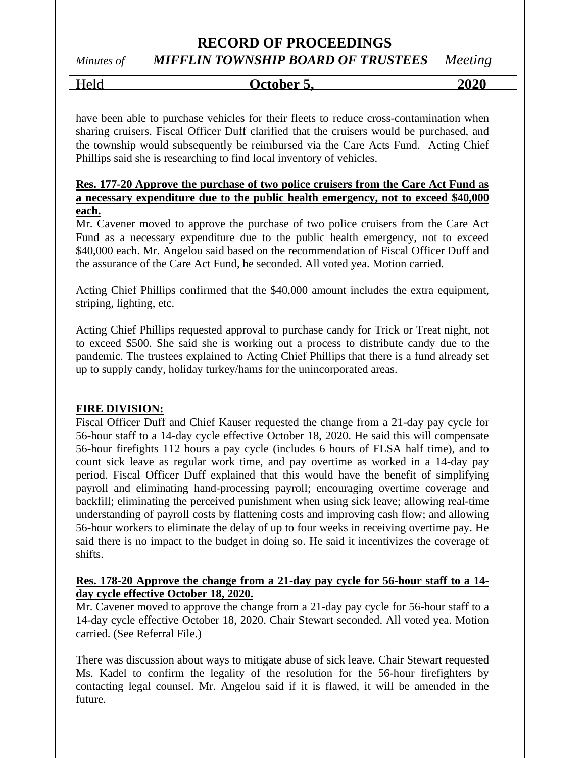have been able to purchase vehicles for their fleets to reduce cross-contamination when sharing cruisers. Fiscal Officer Duff clarified that the cruisers would be purchased, and the township would subsequently be reimbursed via the Care Acts Fund. Acting Chief Phillips said she is researching to find local inventory of vehicles.

**Res. 177-20 Approve the purchase of two police cruisers from the Care Act Fund as a necessary expenditure due to the public health emergency, not to exceed $40,000 each.**

Mr. Cavener moved to approve the purchase of two police cruisers from the Care Act Fund as a necessary expenditure due to the public health emergency, not to exceed $40,000 each. Mr. Angelou said based on the recommendation of Fiscal Officer Duff and the assurance of the Care Act Fund, he seconded. All voted yea. Motion carried.

Acting Chief Phillips confirmed that the $40,000 amount includes the extra equipment, striping, lighting, etc.

Acting Chief Phillips requested approval to purchase candy for Trick or Treat night, not to exceed $500. She said she is working out a process to distribute candy due to the pandemic. The trustees explained to Acting Chief Phillips that there is a fund already set up to supply candy, holiday turkey/hams for the unincorporated areas.

**FIRE DIVISION:**

Fiscal Officer Duff and Chief Kauser requested the change from a 21-day pay cycle for 56-hour staff to a 14-day cycle effective October 18, 2020. He said this will compensate 56-hour firefights 112 hours a pay cycle (includes 6 hours of FLSA half time), and to count sick leave as regular work time, and pay overtime as worked in a 14-day pay period. Fiscal Officer Duff explained that this would have the benefit of simplifying payroll and eliminating hand-processing payroll; encouraging overtime coverage and backfill; eliminating the perceived punishment when using sick leave; allowing real-time understanding of payroll costs by flattening costs and improving cash flow; and allowing 56-hour workers to eliminate the delay of up to four weeks in receiving overtime pay. He said there is no impact to the budget in doing so. He said it incentivizes the coverage of shifts.

**Res. 178-20 Approve the change from a 21-day pay cycle for 56-hour staff to a 14-day cycle effective October 18, 2020.**

Mr. Cavener moved to approve the change from a 21-day pay cycle for 56-hour staff to a 14-day cycle effective October 18, 2020. Chair Stewart seconded. All voted yea. Motion carried. (See Referral File.)

There was discussion about ways to mitigate abuse of sick leave. Chair Stewart requested Ms. Kadel to confirm the legality of the resolution for the 56-hour firefighters by contacting legal counsel. Mr. Angelou said if it is flawed, it will be amended in the future.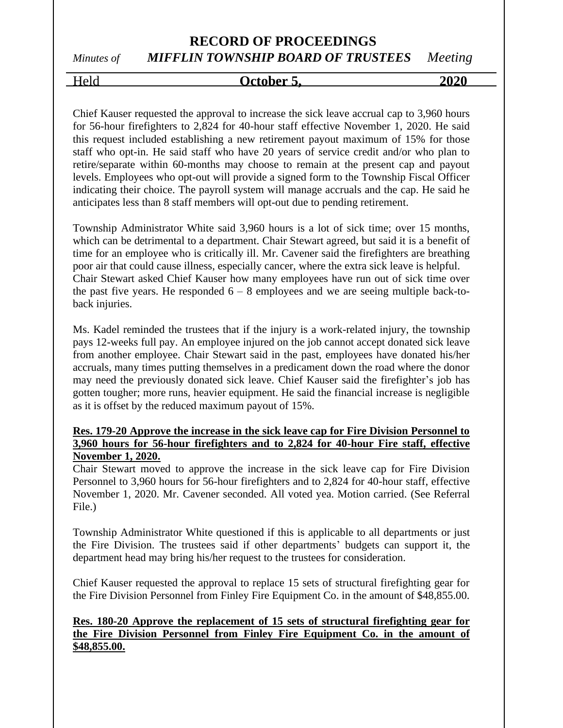Chief Kauser requested the approval to increase the sick leave accrual cap to 3,960 hours for 56-hour firefighters to 2,824 for 40-hour staff effective November 1, 2020. He said this request included establishing a new retirement payout maximum of 15% for those staff who opt-in. He said staff who have 20 years of service credit and/or who plan to retire/separate within 60-months may choose to remain at the present cap and payout levels. Employees who opt-out will provide a signed form to the Township Fiscal Officer indicating their choice. The payroll system will manage accruals and the cap. He said he anticipates less than 8 staff members will opt-out due to pending retirement.

Township Administrator White said 3,960 hours is a lot of sick time; over 15 months, which can be detrimental to a department. Chair Stewart agreed, but said it is a benefit of time for an employee who is critically ill. Mr. Cavener said the firefighters are breathing poor air that could cause illness, especially cancer, where the extra sick leave is helpful. Chair Stewart asked Chief Kauser how many employees have run out of sick time over the past five years. He responded 6 – 8 employees and we are seeing multiple back-to-back injuries.

Ms. Kadel reminded the trustees that if the injury is a work-related injury, the township pays 12-weeks full pay. An employee injured on the job cannot accept donated sick leave from another employee. Chair Stewart said in the past, employees have donated his/her accruals, many times putting themselves in a predicament down the road where the donor may need the previously donated sick leave. Chief Kauser said the firefighter's job has gotten tougher; more runs, heavier equipment. He said the financial increase is negligible as it is offset by the reduced maximum payout of 15%.

**Res. 179-20 Approve the increase in the sick leave cap for Fire Division Personnel to 3,960 hours for 56-hour firefighters and to 2,824 for 40-hour Fire staff, effective November 1, 2020.**

Chair Stewart moved to approve the increase in the sick leave cap for Fire Division Personnel to 3,960 hours for 56-hour firefighters and to 2,824 for 40-hour staff, effective November 1, 2020. Mr. Cavener seconded. All voted yea. Motion carried. (See Referral File.)

Township Administrator White questioned if this is applicable to all departments or just the Fire Division. The trustees said if other departments' budgets can support it, the department head may bring his/her request to the trustees for consideration.

Chief Kauser requested the approval to replace 15 sets of structural firefighting gear for the Fire Division Personnel from Finley Fire Equipment Co. in the amount of $48,855.00.

**Res. 180-20 Approve the replacement of 15 sets of structural firefighting gear for the Fire Division Personnel from Finley Fire Equipment Co. in the amount of $48,855.00.**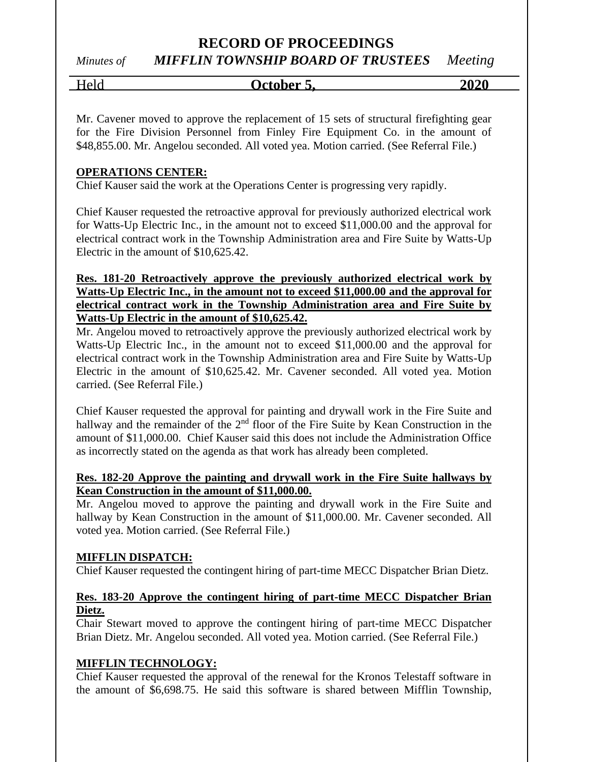Mr. Cavener moved to approve the replacement of 15 sets of structural firefighting gear for the Fire Division Personnel from Finley Fire Equipment Co. in the amount of $48,855.00. Mr. Angelou seconded. All voted yea. Motion carried. (See Referral File.)

**OPERATIONS CENTER:**

Chief Kauser said the work at the Operations Center is progressing very rapidly.

Chief Kauser requested the retroactive approval for previously authorized electrical work for Watts-Up Electric Inc., in the amount not to exceed $11,000.00 and the approval for electrical contract work in the Township Administration area and Fire Suite by Watts-Up Electric in the amount of $10,625.42.

**Res. 181-20 Retroactively approve the previously authorized electrical work by Watts-Up Electric Inc., in the amount not to exceed $11,000.00 and the approval for electrical contract work in the Township Administration area and Fire Suite by Watts-Up Electric in the amount of $10,625.42.**

Mr. Angelou moved to retroactively approve the previously authorized electrical work by Watts-Up Electric Inc., in the amount not to exceed $11,000.00 and the approval for electrical contract work in the Township Administration area and Fire Suite by Watts-Up Electric in the amount of $10,625.42. Mr. Cavener seconded. All voted yea. Motion carried. (See Referral File.)

Chief Kauser requested the approval for painting and drywall work in the Fire Suite and hallway and the remainder of the 2nd floor of the Fire Suite by Kean Construction in the amount of $11,000.00. Chief Kauser said this does not include the Administration Office as incorrectly stated on the agenda as that work has already been completed.

**Res. 182-20 Approve the painting and drywall work in the Fire Suite hallways by Kean Construction in the amount of $11,000.00.**

Mr. Angelou moved to approve the painting and drywall work in the Fire Suite and hallway by Kean Construction in the amount of $11,000.00. Mr. Cavener seconded. All voted yea. Motion carried. (See Referral File.)

**MIFFLIN DISPATCH:**

Chief Kauser requested the contingent hiring of part-time MECC Dispatcher Brian Dietz.

**Res. 183-20 Approve the contingent hiring of part-time MECC Dispatcher Brian Dietz.**

Chair Stewart moved to approve the contingent hiring of part-time MECC Dispatcher Brian Dietz. Mr. Angelou seconded. All voted yea. Motion carried. (See Referral File.)

**MIFFLIN TECHNOLOGY:**

Chief Kauser requested the approval of the renewal for the Kronos Telestaff software in the amount of $6,698.75. He said this software is shared between Mifflin Township,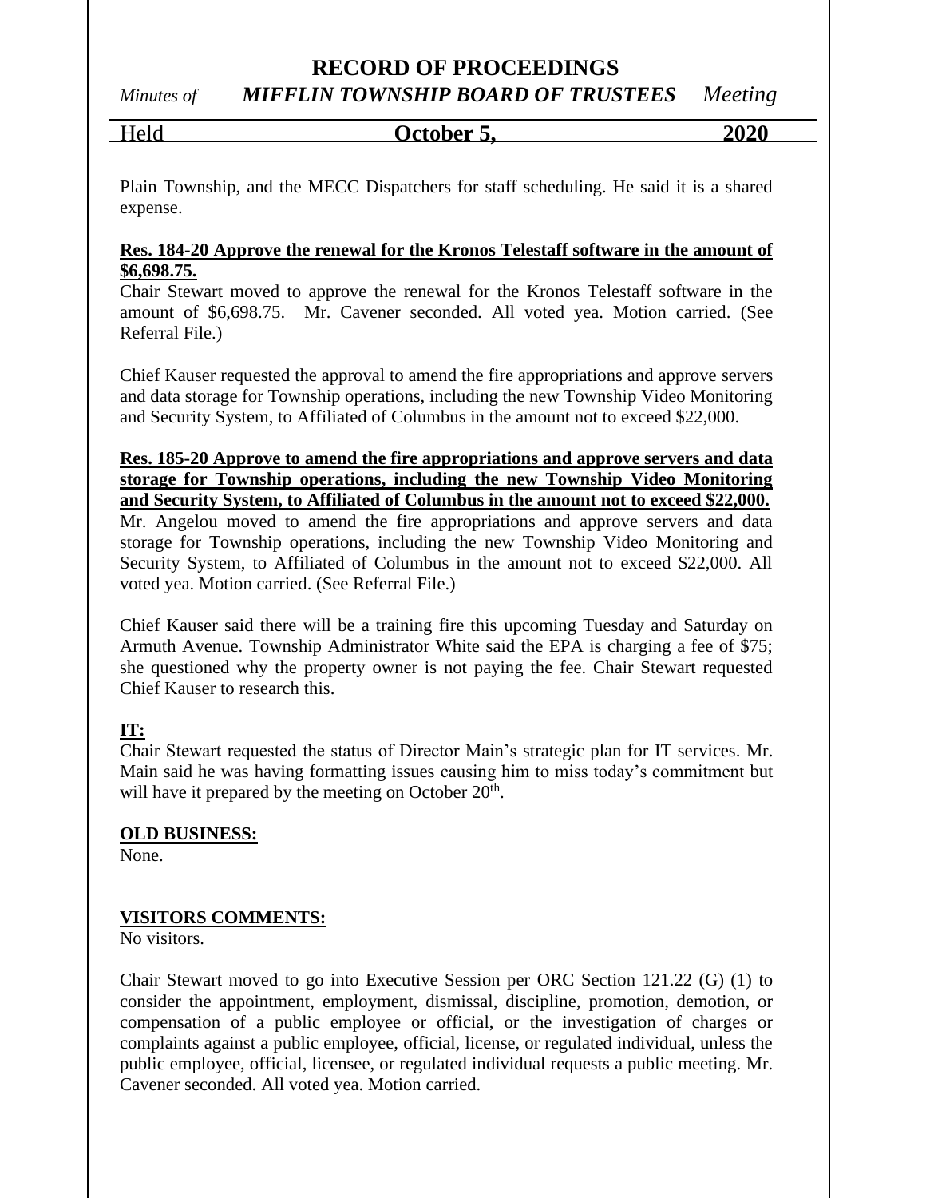Plain Township, and the MECC Dispatchers for staff scheduling. He said it is a shared expense.

**Res. 184-20 Approve the renewal for the Kronos Telestaff software in the amount of $6,698.75.**

Chair Stewart moved to approve the renewal for the Kronos Telestaff software in the amount of $6,698.75. Mr. Cavener seconded. All voted yea. Motion carried. (See Referral File.)

Chief Kauser requested the approval to amend the fire appropriations and approve servers and data storage for Township operations, including the new Township Video Monitoring and Security System, to Affiliated of Columbus in the amount not to exceed $22,000.

**Res. 185-20 Approve to amend the fire appropriations and approve servers and data storage for Township operations, including the new Township Video Monitoring and Security System, to Affiliated of Columbus in the amount not to exceed $22,000.**

Mr. Angelou moved to amend the fire appropriations and approve servers and data storage for Township operations, including the new Township Video Monitoring and Security System, to Affiliated of Columbus in the amount not to exceed $22,000. All voted yea. Motion carried. (See Referral File.)

Chief Kauser said there will be a training fire this upcoming Tuesday and Saturday on Armuth Avenue. Township Administrator White said the EPA is charging a fee of $75; she questioned why the property owner is not paying the fee. Chair Stewart requested Chief Kauser to research this.

**IT:**

Chair Stewart requested the status of Director Main's strategic plan for IT services. Mr. Main said he was having formatting issues causing him to miss today's commitment but will have it prepared by the meeting on October 20th.

**OLD BUSINESS:**

None.

**VISITORS COMMENTS:**

No visitors.

Chair Stewart moved to go into Executive Session per ORC Section 121.22 (G) (1) to consider the appointment, employment, dismissal, discipline, promotion, demotion, or compensation of a public employee or official, or the investigation of charges or complaints against a public employee, official, license, or regulated individual, unless the public employee, official, licensee, or regulated individual requests a public meeting. Mr. Cavener seconded. All voted yea. Motion carried.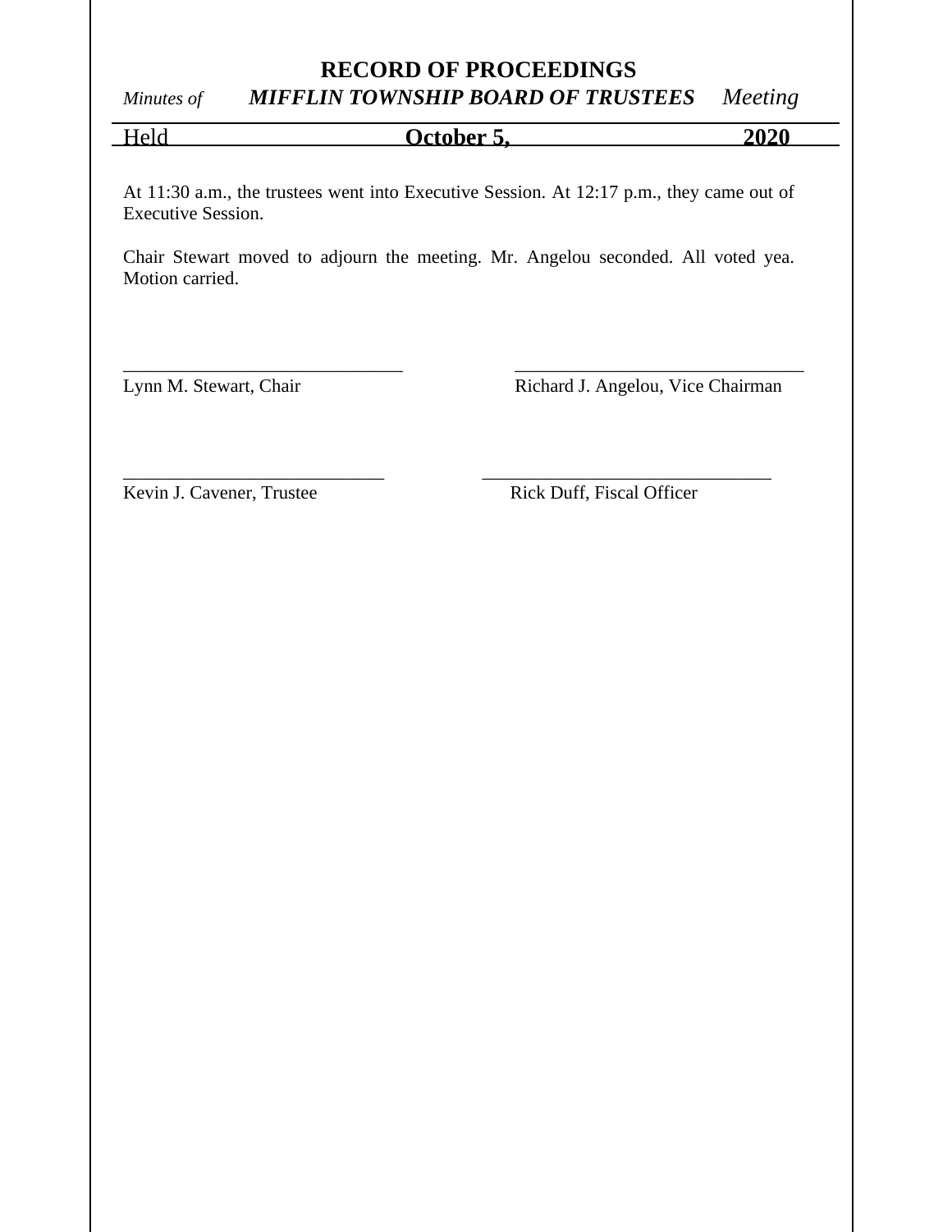At 11:30 a.m., the trustees went into Executive Session. At 12:17 p.m., they came out of Executive Session.

Chair Stewart moved to adjourn the meeting. Mr. Angelou seconded. All voted yea. Motion carried.

| | |
|---|---|
| ______________________________ | ______________________________ |
| Lynn M. Stewart, Chair | Richard J. Angelou, Vice Chairman |
| ______________________________ | ______________________________ |
| Kevin J. Cavener, Trustee | Rick Duff, Fiscal Officer |